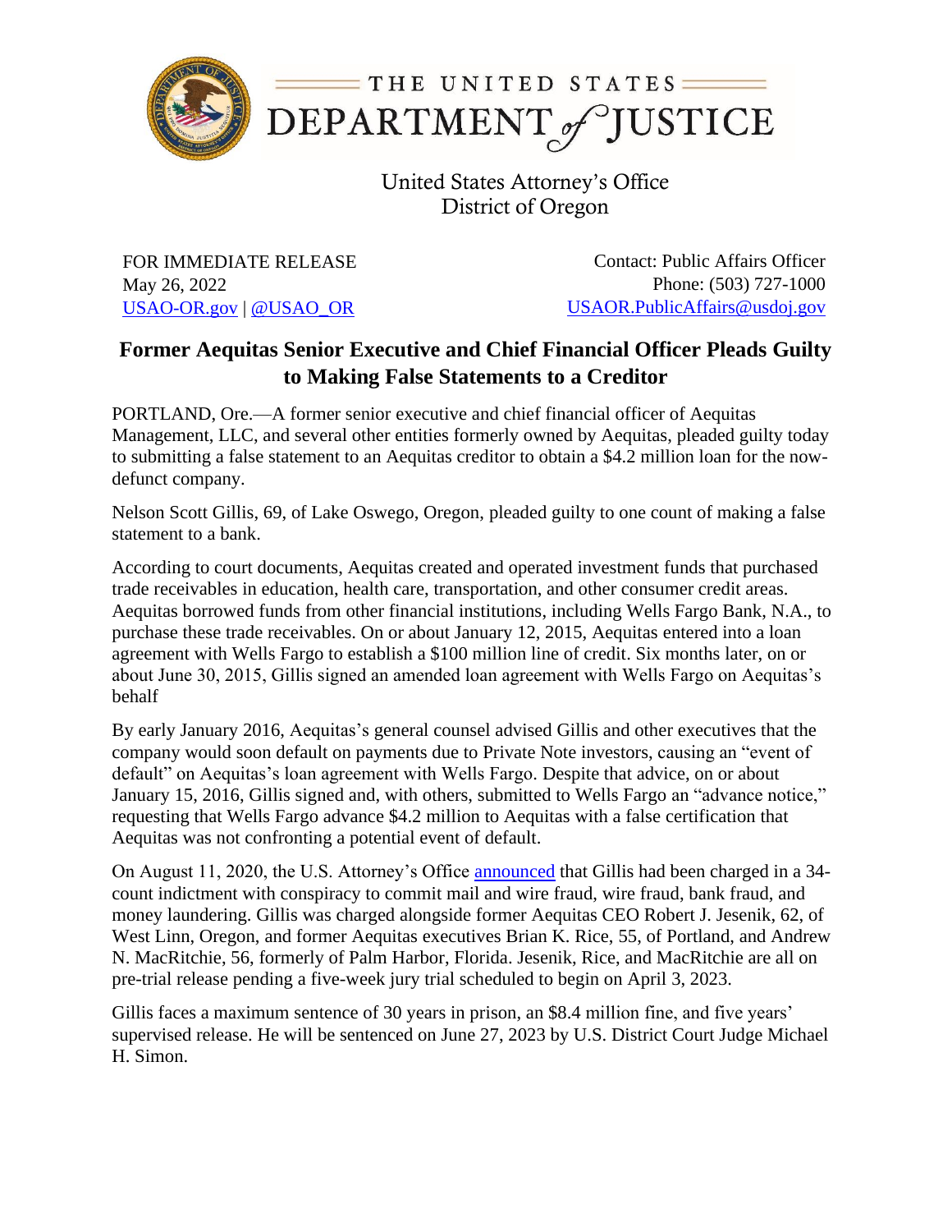THE UNITED STATES DEPARTMENT of JUSTICE

United States Attorney's Office
District of Oregon

FOR IMMEDIATE RELEASE
May 26, 2022
USAO-OR.gov | @USAO_OR

Contact: Public Affairs Officer
Phone: (503) 727-1000
USAOR.PublicAffairs@usdoj.gov

## Former Aequitas Senior Executive and Chief Financial Officer Pleads Guilty to Making False Statements to a Creditor

PORTLAND, Ore.—A former senior executive and chief financial officer of Aequitas Management, LLC, and several other entities formerly owned by Aequitas, pleaded guilty today to submitting a false statement to an Aequitas creditor to obtain a $4.2 million loan for the now-defunct company.

Nelson Scott Gillis, 69, of Lake Oswego, Oregon, pleaded guilty to one count of making a false statement to a bank.

According to court documents, Aequitas created and operated investment funds that purchased trade receivables in education, health care, transportation, and other consumer credit areas. Aequitas borrowed funds from other financial institutions, including Wells Fargo Bank, N.A., to purchase these trade receivables. On or about January 12, 2015, Aequitas entered into a loan agreement with Wells Fargo to establish a $100 million line of credit. Six months later, on or about June 30, 2015, Gillis signed an amended loan agreement with Wells Fargo on Aequitas's behalf

By early January 2016, Aequitas's general counsel advised Gillis and other executives that the company would soon default on payments due to Private Note investors, causing an "event of default" on Aequitas's loan agreement with Wells Fargo. Despite that advice, on or about January 15, 2016, Gillis signed and, with others, submitted to Wells Fargo an "advance notice," requesting that Wells Fargo advance $4.2 million to Aequitas with a false certification that Aequitas was not confronting a potential event of default.

On August 11, 2020, the U.S. Attorney's Office announced that Gillis had been charged in a 34-count indictment with conspiracy to commit mail and wire fraud, wire fraud, bank fraud, and money laundering. Gillis was charged alongside former Aequitas CEO Robert J. Jesenik, 62, of West Linn, Oregon, and former Aequitas executives Brian K. Rice, 55, of Portland, and Andrew N. MacRitchie, 56, formerly of Palm Harbor, Florida. Jesenik, Rice, and MacRitchie are all on pre-trial release pending a five-week jury trial scheduled to begin on April 3, 2023.

Gillis faces a maximum sentence of 30 years in prison, an $8.4 million fine, and five years' supervised release. He will be sentenced on June 27, 2023 by U.S. District Court Judge Michael H. Simon.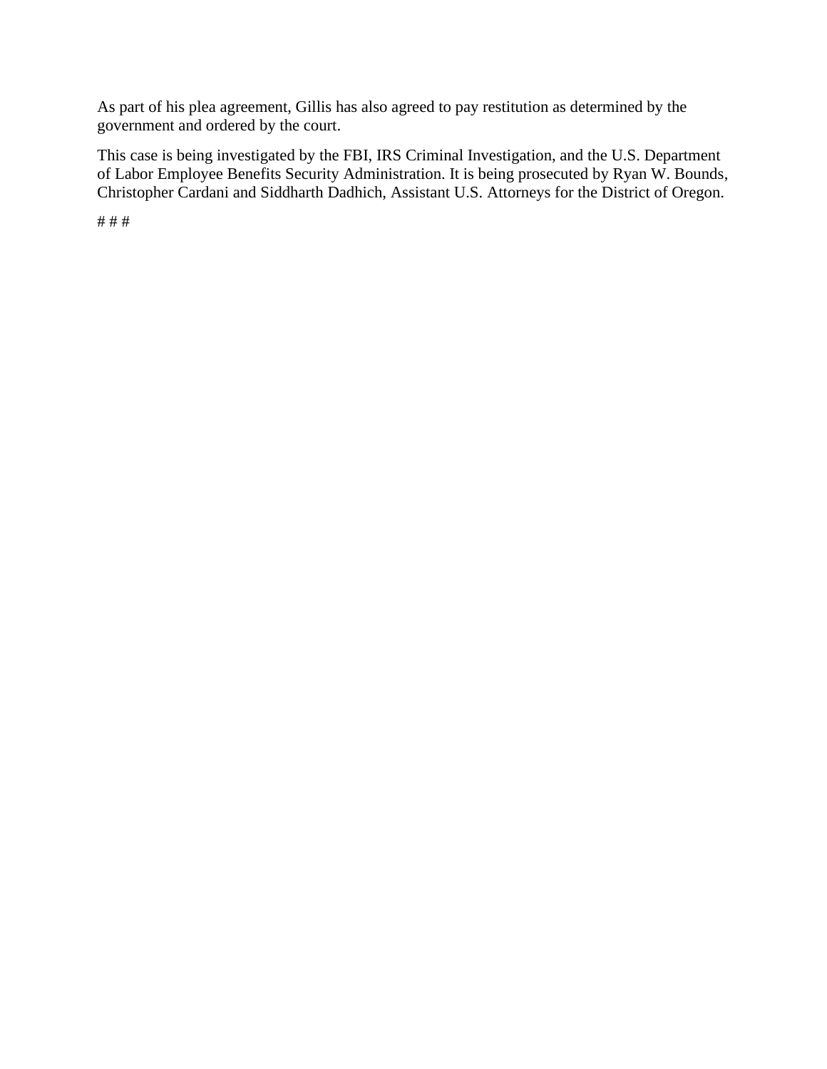As part of his plea agreement, Gillis has also agreed to pay restitution as determined by the government and ordered by the court.

This case is being investigated by the FBI, IRS Criminal Investigation, and the U.S. Department of Labor Employee Benefits Security Administration. It is being prosecuted by Ryan W. Bounds, Christopher Cardani and Siddharth Dadhich, Assistant U.S. Attorneys for the District of Oregon.

# # #